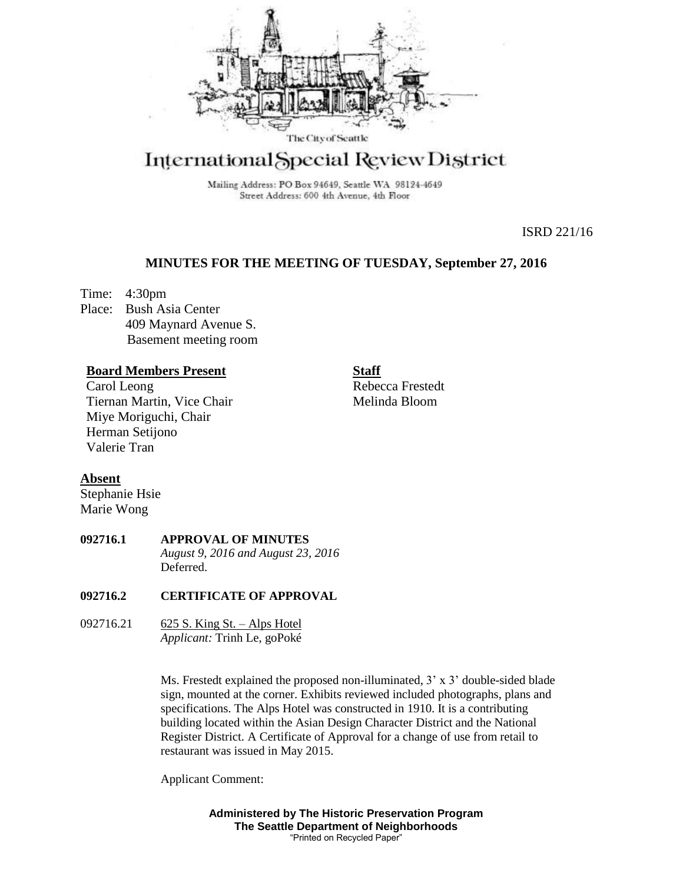The City of Seattle

# International Special Review District

Mailing Address: PO Box 94649, Seattle WA 98124-4649
Street Address: 600 4th Avenue, 4th Floor

ISRD 221/16

## MINUTES FOR THE MEETING OF TUESDAY, September 27, 2016

Time: 4:30pm
Place: Bush Asia Center
409 Maynard Avenue S.
Basement meeting room

**Board Members Present**
Carol Leong
Tiernan Martin, Vice Chair
Miye Moriguchi, Chair
Herman Setijono
Valerie Tran

**Staff**
Rebecca Frestedt
Melinda Bloom

**Absent**
Stephanie Hsie
Marie Wong

**092716.1 APPROVAL OF MINUTES**
*August 9, 2016 and August 23, 2016*
Deferred.

**092716.2 CERTIFICATE OF APPROVAL**

092716.21 625 S. King St. – Alps Hotel
*Applicant:* Trinh Le, goPoké

Ms. Frestedt explained the proposed non-illuminated, 3' x 3' double-sided blade sign, mounted at the corner. Exhibits reviewed included photographs, plans and specifications. The Alps Hotel was constructed in 1910. It is a contributing building located within the Asian Design Character District and the National Register District. A Certificate of Approval for a change of use from retail to restaurant was issued in May 2015.

Applicant Comment:

**Administered by The Historic Preservation Program**
**The Seattle Department of Neighborhoods**
"Printed on Recycled Paper"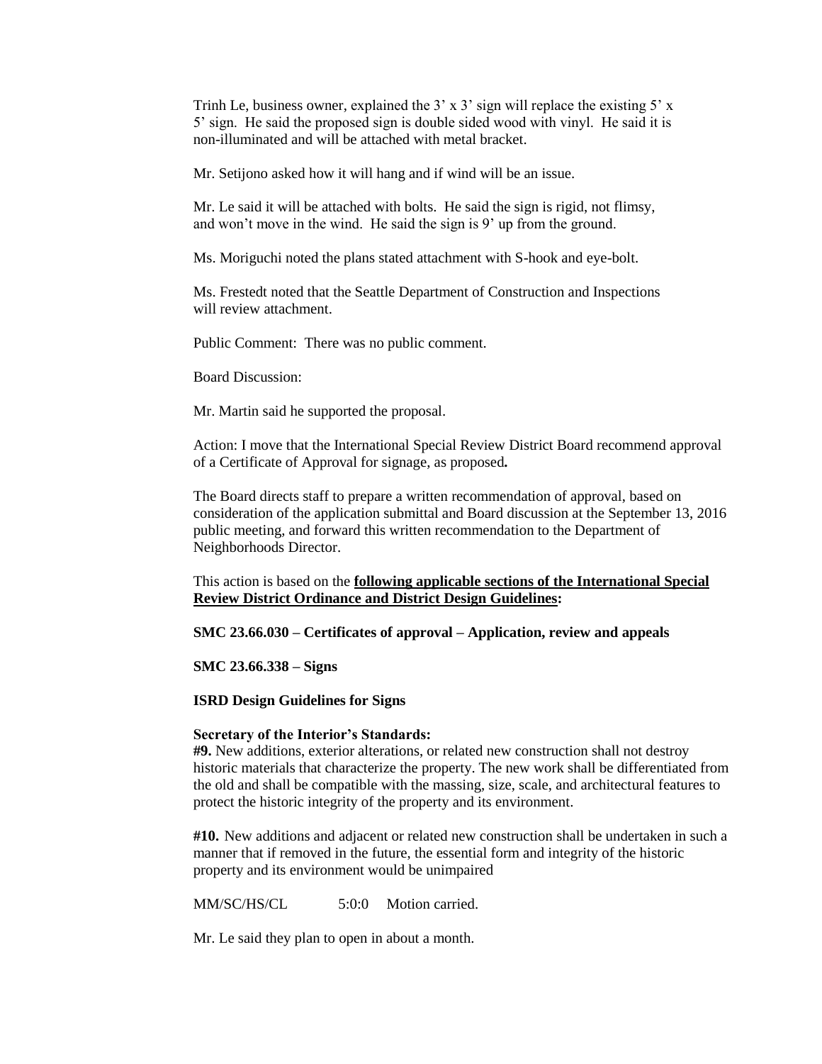Trinh Le, business owner, explained the 3' x 3' sign will replace the existing 5' x 5' sign. He said the proposed sign is double sided wood with vinyl. He said it is non-illuminated and will be attached with metal bracket.

Mr. Setijono asked how it will hang and if wind will be an issue.

Mr. Le said it will be attached with bolts. He said the sign is rigid, not flimsy, and won't move in the wind. He said the sign is 9' up from the ground.

Ms. Moriguchi noted the plans stated attachment with S-hook and eye-bolt.

Ms. Frestedt noted that the Seattle Department of Construction and Inspections will review attachment.

Public Comment: There was no public comment.

Board Discussion:

Mr. Martin said he supported the proposal.

Action: I move that the International Special Review District Board recommend approval of a Certificate of Approval for signage, as proposed**.**

The Board directs staff to prepare a written recommendation of approval, based on consideration of the application submittal and Board discussion at the September 13, 2016 public meeting, and forward this written recommendation to the Department of Neighborhoods Director.

This action is based on the **following applicable sections of the International Special Review District Ordinance and District Design Guidelines:**

**SMC 23.66.030 – Certificates of approval – Application, review and appeals**

**SMC 23.66.338 – Signs**

**ISRD Design Guidelines for Signs**

**Secretary of the Interior's Standards:**
**#9.** New additions, exterior alterations, or related new construction shall not destroy historic materials that characterize the property. The new work shall be differentiated from the old and shall be compatible with the massing, size, scale, and architectural features to protect the historic integrity of the property and its environment.

**#10.** New additions and adjacent or related new construction shall be undertaken in such a manner that if removed in the future, the essential form and integrity of the historic property and its environment would be unimpaired

MM/SC/HS/CL 5:0:0 Motion carried.

Mr. Le said they plan to open in about a month.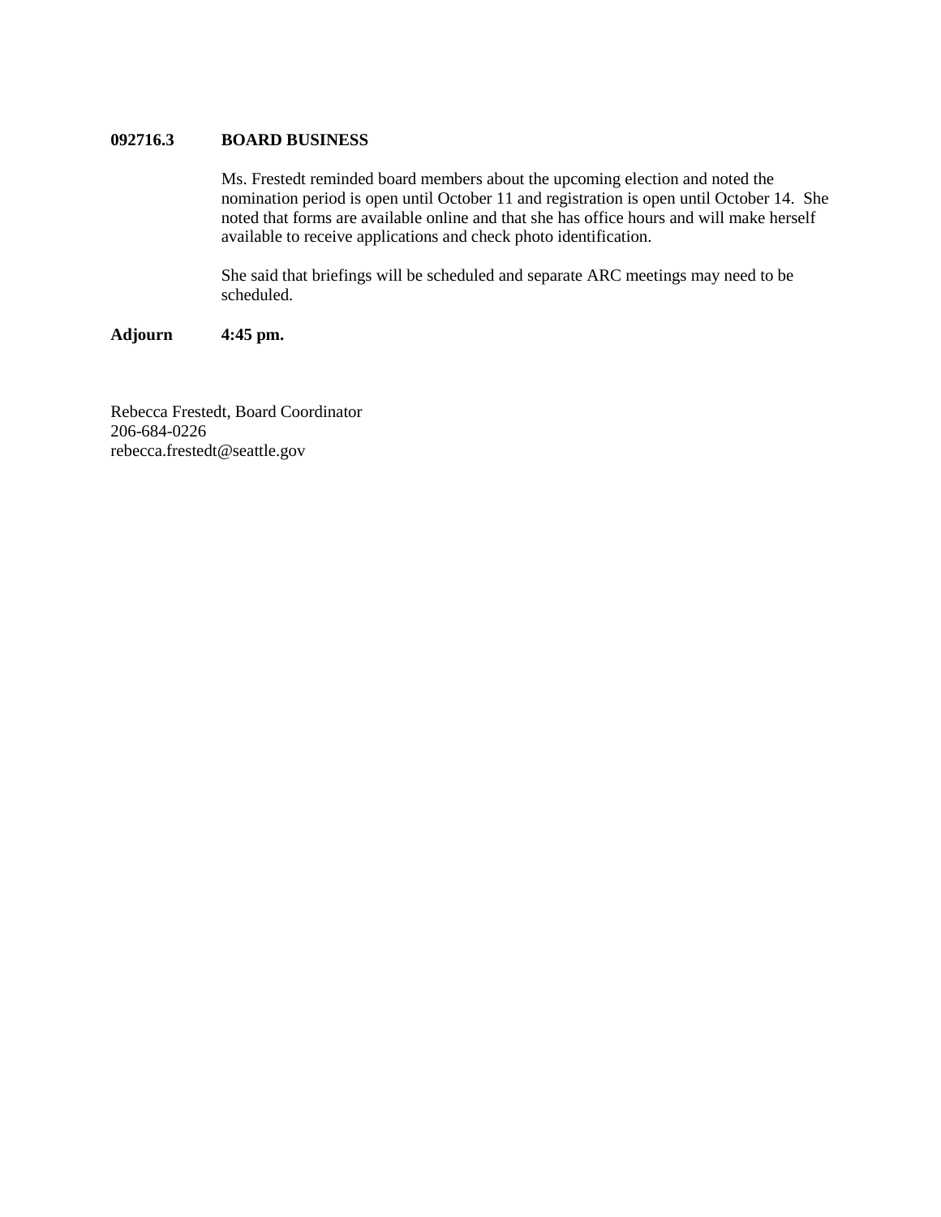**092716.3 BOARD BUSINESS**

Ms. Frestedt reminded board members about the upcoming election and noted the nomination period is open until October 11 and registration is open until October 14. She noted that forms are available online and that she has office hours and will make herself available to receive applications and check photo identification.

She said that briefings will be scheduled and separate ARC meetings may need to be scheduled.

**Adjourn 4:45 pm.**

Rebecca Frestedt, Board Coordinator
206-684-0226
rebecca.frestedt@seattle.gov